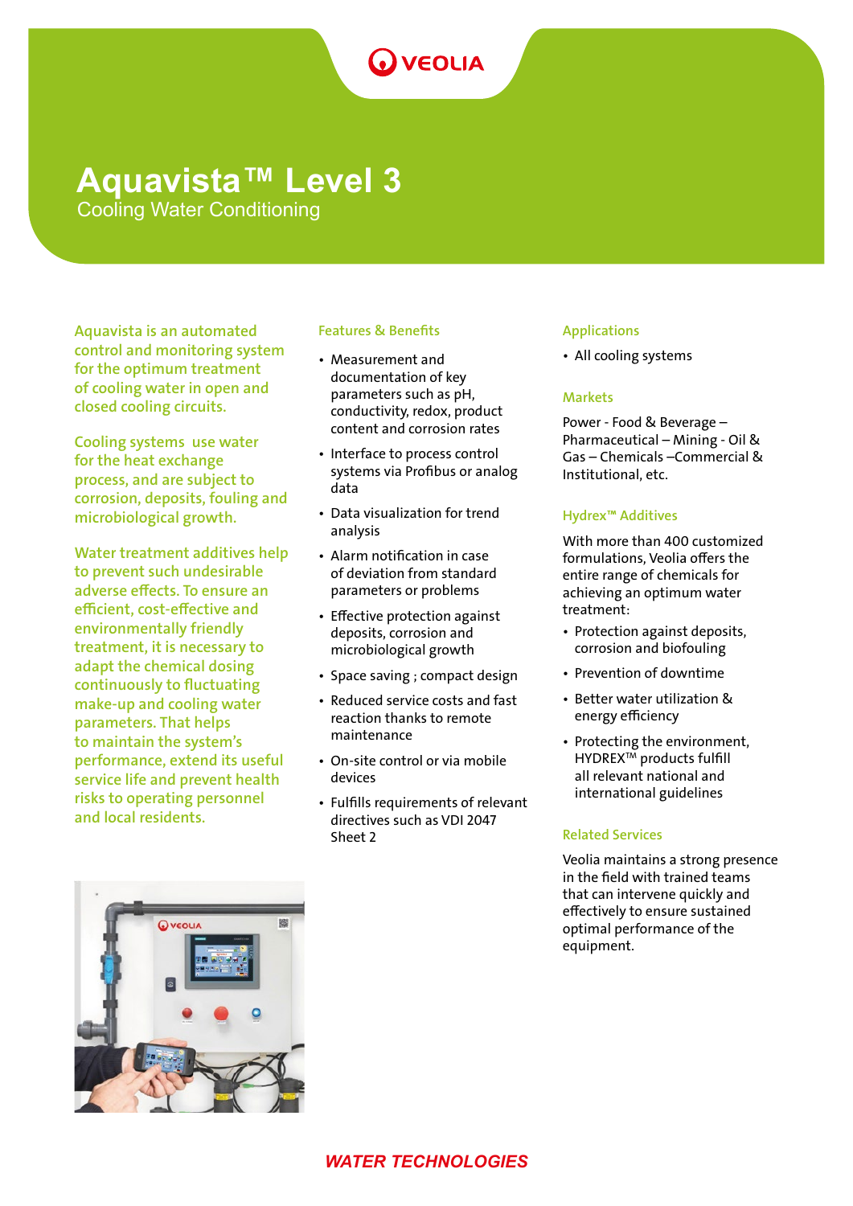# Aquavista™ Level 3

## Cooling Water Conditioning

Aquavista is an automated control and monitoring system for the optimum treatment of cooling water in open and closed cooling circuits.

Cooling systems use water for the heat exchange process, and are subject to corrosion, deposits, fouling and microbiological growth.

Water treatment additives help to prevent such undesirable adverse effects. To ensure an efficient, cost-effective and environmentally friendly treatment, it is necessary to adapt the chemical dosing continuously to fluctuating make-up and cooling water parameters. That helps to maintain the system's performance, extend its useful service life and prevent health risks to operating personnel and local residents.

### Features & Benefits

- Measurement and documentation of key parameters such as pH, conductivity, redox, product content and corrosion rates
- Interface to process control systems via Profibus or analog data
- Data visualization for trend analysis
- Alarm notification in case of deviation from standard parameters or problems
- Effective protection against deposits, corrosion and microbiological growth
- Space saving ; compact design
- Reduced service costs and fast reaction thanks to remote maintenance
- On-site control or via mobile devices
- Fulfills requirements of relevant directives such as VDI 2047 Sheet 2

### Applications

- All cooling systems

### Markets

Power - Food & Beverage – Pharmaceutical – Mining - Oil & Gas – Chemicals –Commercial & Institutional, etc.

### Hydrex™ Additives

With more than 400 customized formulations, Veolia offers the entire range of chemicals for achieving an optimum water treatment:

- Protection against deposits, corrosion and biofouling
- Prevention of downtime
- Better water utilization & energy efficiency
- Protecting the environment, HYDREX™ products fulfill all relevant national and international guidelines

### Related Services

Veolia maintains a strong presence in the field with trained teams that can intervene quickly and effectively to ensure sustained optimal performance of the equipment.

WATER TECHNOLOGIES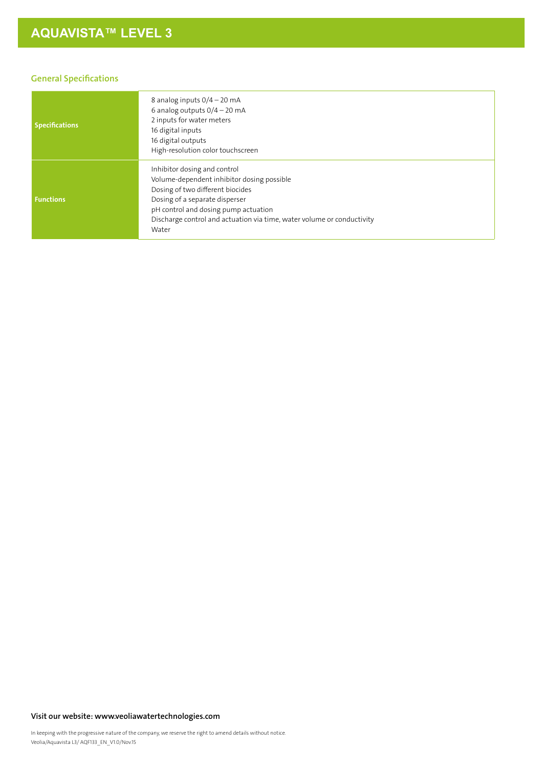# AQUAVISTA™ LEVEL 3

## General Specifications

| | |
|---|---|
| **Specifications** | 8 analog inputs 0/4 – 20 mA<br>6 analog outputs 0/4 – 20 mA<br>2 inputs for water meters<br>16 digital inputs<br>16 digital outputs<br>High-resolution color touchscreen |
| **Functions** | Inhibitor dosing and control<br>Volume-dependent inhibitor dosing possible<br>Dosing of two different biocides<br>Dosing of a separate disperser<br>pH control and dosing pump actuation<br>Discharge control and actuation via time, water volume or conductivity<br>Water |

**Visit our website: www.veoliawatertechnologies.com**

In keeping with the progressive nature of the company, we reserve the right to amend details without notice.
Veolia/Aquavista L3/ AQF133_EN_V1.0/Nov.15